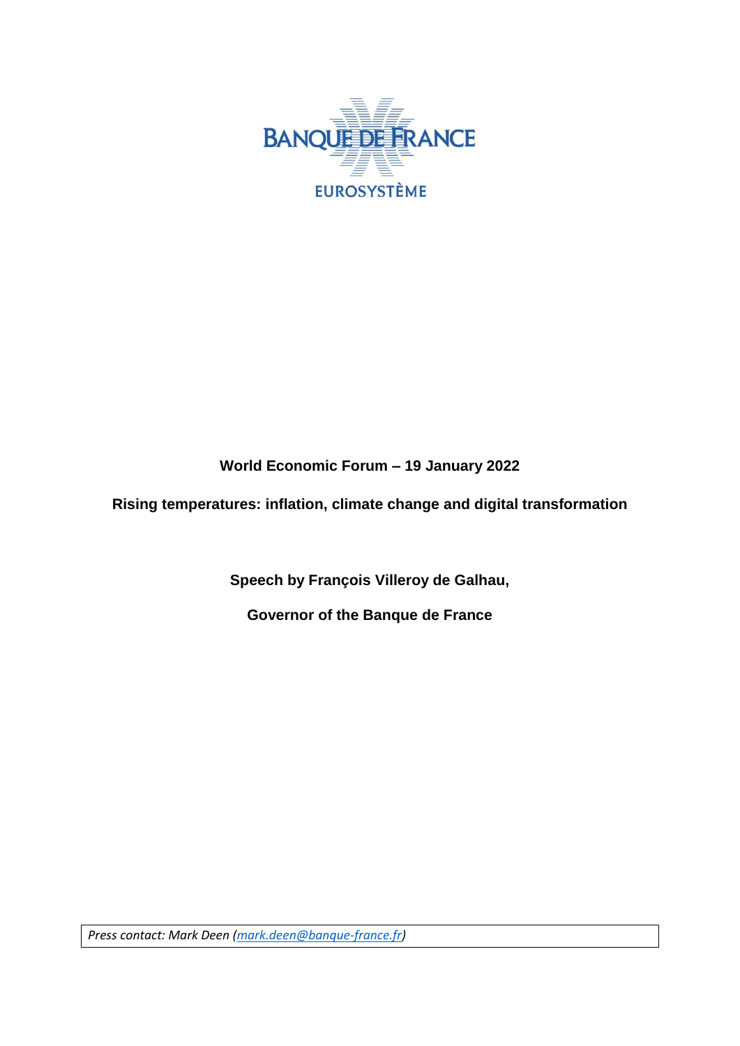BANQUE DE FRANCE

EUROSYSTÈME

**World Economic Forum – 19 January 2022**

**Rising temperatures: inflation, climate change and digital transformation**

**Speech by François Villeroy de Galhau,**

**Governor of the Banque de France**

*Press contact: Mark Deen (mark.deen@banque-france.fr)*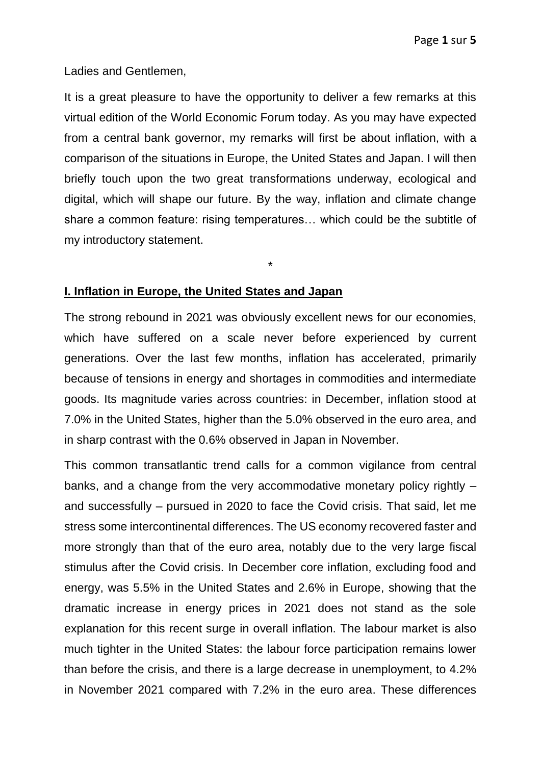Ladies and Gentlemen,

It is a great pleasure to have the opportunity to deliver a few remarks at this virtual edition of the World Economic Forum today. As you may have expected from a central bank governor, my remarks will first be about inflation, with a comparison of the situations in Europe, the United States and Japan. I will then briefly touch upon the two great transformations underway, ecological and digital, which will shape our future. By the way, inflation and climate change share a common feature: rising temperatures… which could be the subtitle of my introductory statement.

*

## I. Inflation in Europe, the United States and Japan

The strong rebound in 2021 was obviously excellent news for our economies, which have suffered on a scale never before experienced by current generations. Over the last few months, inflation has accelerated, primarily because of tensions in energy and shortages in commodities and intermediate goods. Its magnitude varies across countries: in December, inflation stood at 7.0% in the United States, higher than the 5.0% observed in the euro area, and in sharp contrast with the 0.6% observed in Japan in November.

This common transatlantic trend calls for a common vigilance from central banks, and a change from the very accommodative monetary policy rightly – and successfully – pursued in 2020 to face the Covid crisis. That said, let me stress some intercontinental differences. The US economy recovered faster and more strongly than that of the euro area, notably due to the very large fiscal stimulus after the Covid crisis. In December core inflation, excluding food and energy, was 5.5% in the United States and 2.6% in Europe, showing that the dramatic increase in energy prices in 2021 does not stand as the sole explanation for this recent surge in overall inflation. The labour market is also much tighter in the United States: the labour force participation remains lower than before the crisis, and there is a large decrease in unemployment, to 4.2% in November 2021 compared with 7.2% in the euro area. These differences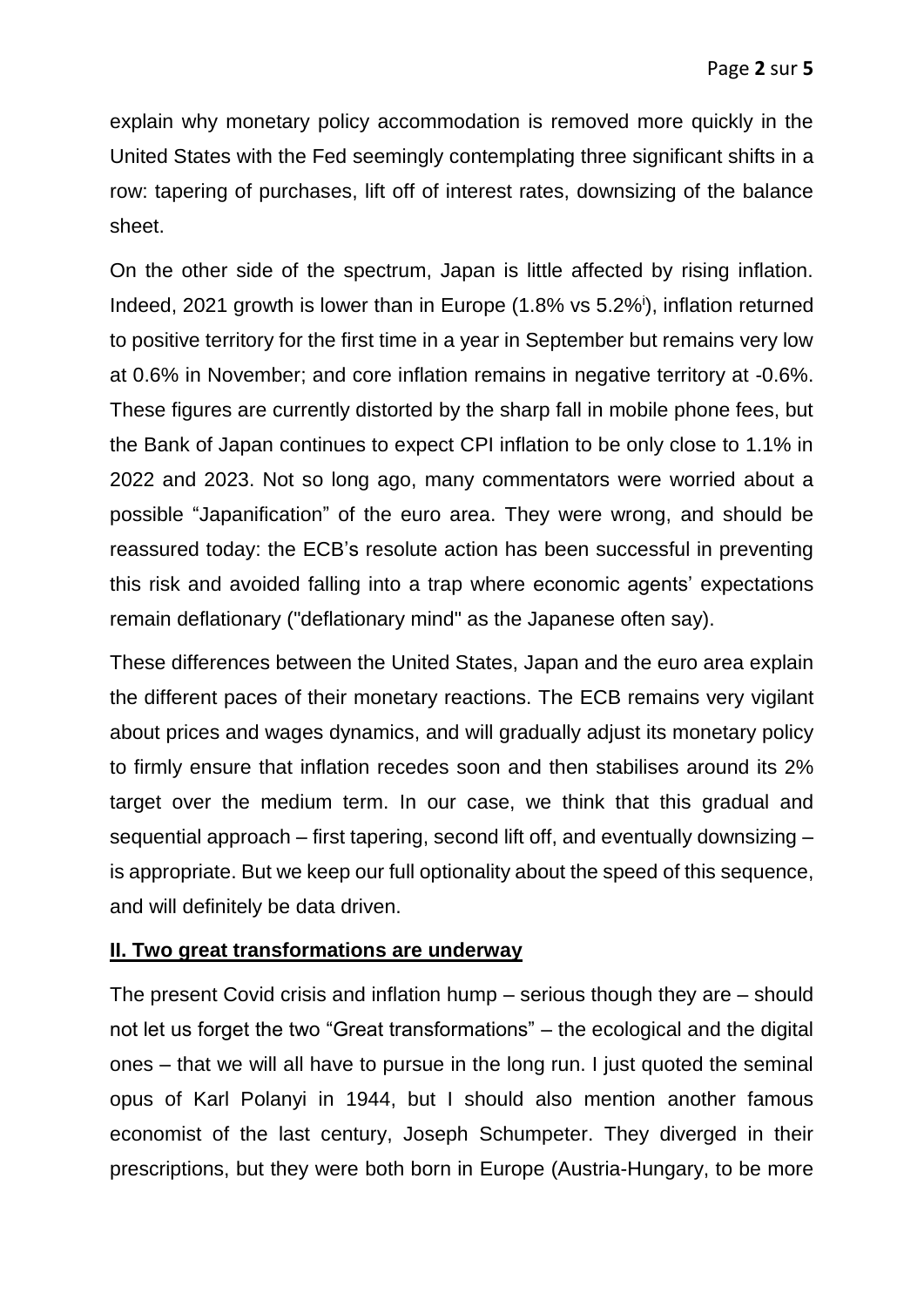explain why monetary policy accommodation is removed more quickly in the United States with the Fed seemingly contemplating three significant shifts in a row: tapering of purchases, lift off of interest rates, downsizing of the balance sheet.

On the other side of the spectrum, Japan is little affected by rising inflation. Indeed, 2021 growth is lower than in Europe (1.8% vs 5.2%[i]), inflation returned to positive territory for the first time in a year in September but remains very low at 0.6% in November; and core inflation remains in negative territory at -0.6%. These figures are currently distorted by the sharp fall in mobile phone fees, but the Bank of Japan continues to expect CPI inflation to be only close to 1.1% in 2022 and 2023. Not so long ago, many commentators were worried about a possible "Japanification" of the euro area. They were wrong, and should be reassured today: the ECB's resolute action has been successful in preventing this risk and avoided falling into a trap where economic agents' expectations remain deflationary ("deflationary mind" as the Japanese often say).

These differences between the United States, Japan and the euro area explain the different paces of their monetary reactions. The ECB remains very vigilant about prices and wages dynamics, and will gradually adjust its monetary policy to firmly ensure that inflation recedes soon and then stabilises around its 2% target over the medium term. In our case, we think that this gradual and sequential approach – first tapering, second lift off, and eventually downsizing – is appropriate. But we keep our full optionality about the speed of this sequence, and will definitely be data driven.

## II. Two great transformations are underway

The present Covid crisis and inflation hump – serious though they are – should not let us forget the two "Great transformations" – the ecological and the digital ones – that we will all have to pursue in the long run. I just quoted the seminal opus of Karl Polanyi in 1944, but I should also mention another famous economist of the last century, Joseph Schumpeter. They diverged in their prescriptions, but they were both born in Europe (Austria-Hungary, to be more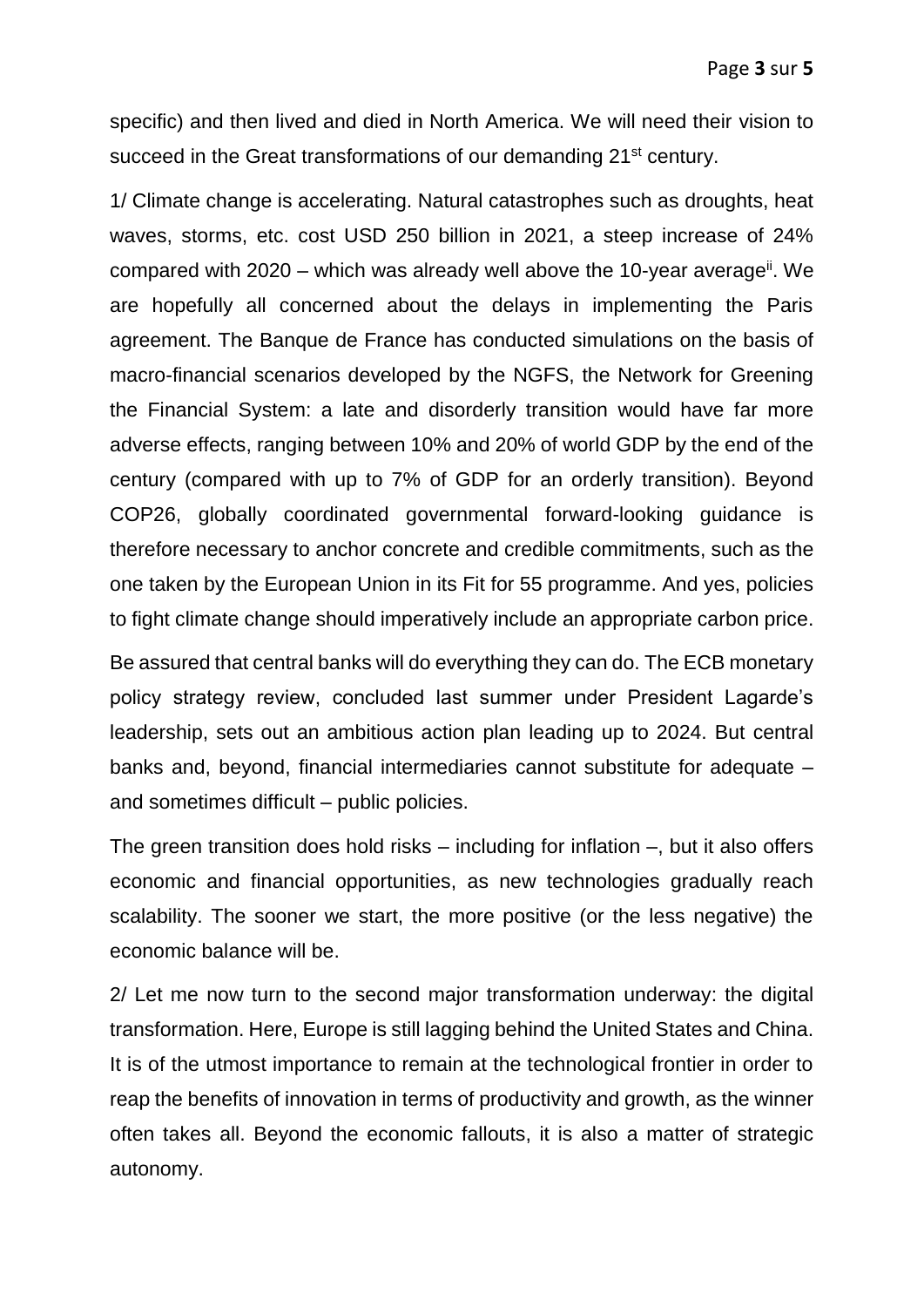specific) and then lived and died in North America. We will need their vision to succeed in the Great transformations of our demanding 21st century.

1/ Climate change is accelerating. Natural catastrophes such as droughts, heat waves, storms, etc. cost USD 250 billion in 2021, a steep increase of 24% compared with 2020 – which was already well above the 10-year average[ii]. We are hopefully all concerned about the delays in implementing the Paris agreement. The Banque de France has conducted simulations on the basis of macro-financial scenarios developed by the NGFS, the Network for Greening the Financial System: a late and disorderly transition would have far more adverse effects, ranging between 10% and 20% of world GDP by the end of the century (compared with up to 7% of GDP for an orderly transition). Beyond COP26, globally coordinated governmental forward-looking guidance is therefore necessary to anchor concrete and credible commitments, such as the one taken by the European Union in its Fit for 55 programme. And yes, policies to fight climate change should imperatively include an appropriate carbon price.

Be assured that central banks will do everything they can do. The ECB monetary policy strategy review, concluded last summer under President Lagarde's leadership, sets out an ambitious action plan leading up to 2024. But central banks and, beyond, financial intermediaries cannot substitute for adequate – and sometimes difficult – public policies.

The green transition does hold risks – including for inflation –, but it also offers economic and financial opportunities, as new technologies gradually reach scalability. The sooner we start, the more positive (or the less negative) the economic balance will be.

2/ Let me now turn to the second major transformation underway: the digital transformation. Here, Europe is still lagging behind the United States and China. It is of the utmost importance to remain at the technological frontier in order to reap the benefits of innovation in terms of productivity and growth, as the winner often takes all. Beyond the economic fallouts, it is also a matter of strategic autonomy.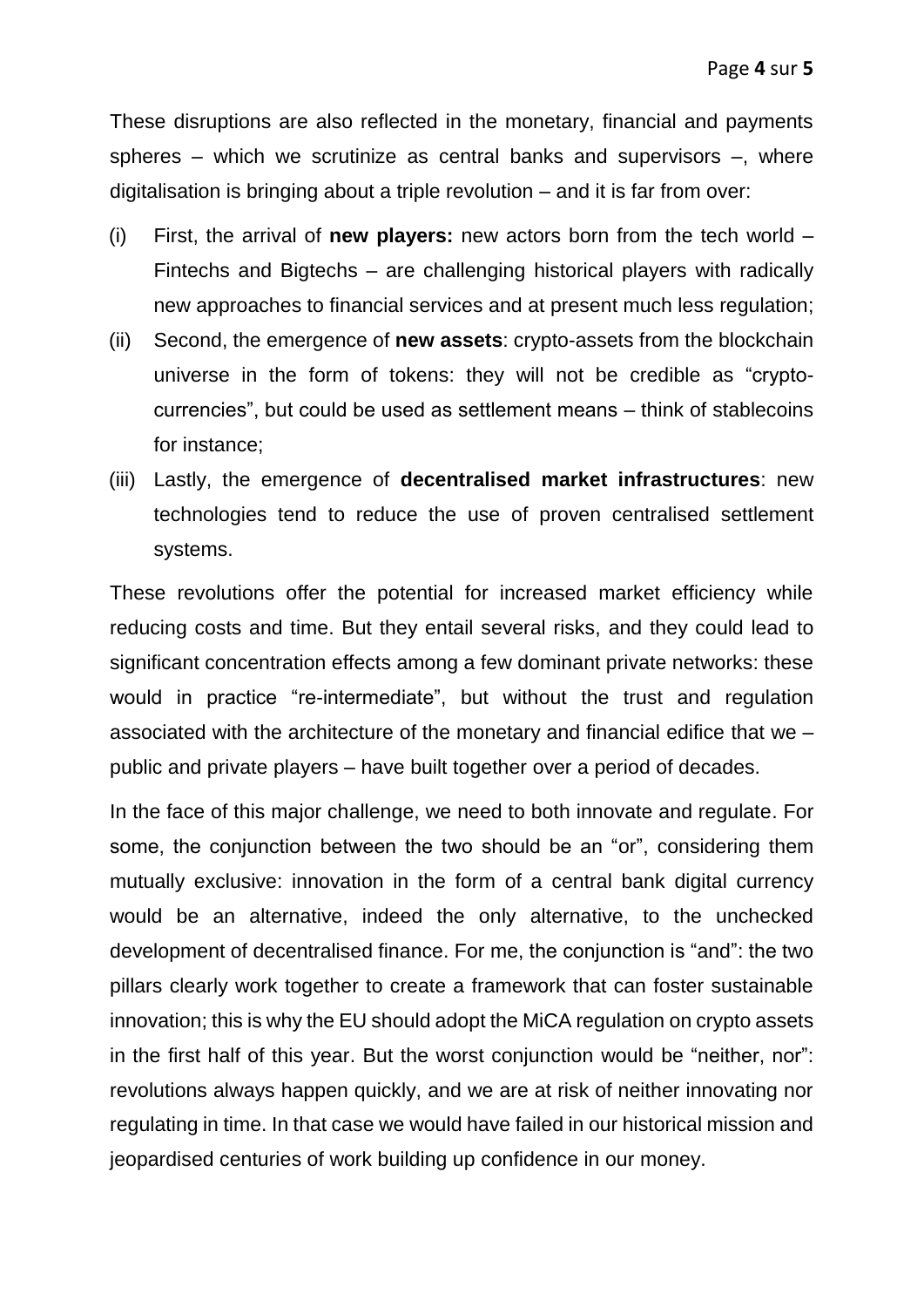These disruptions are also reflected in the monetary, financial and payments spheres – which we scrutinize as central banks and supervisors –, where digitalisation is bringing about a triple revolution – and it is far from over:

- (i) First, the arrival of **new players:** new actors born from the tech world – Fintechs and Bigtechs – are challenging historical players with radically new approaches to financial services and at present much less regulation;
- (ii) Second, the emergence of **new assets**: crypto-assets from the blockchain universe in the form of tokens: they will not be credible as "crypto-currencies", but could be used as settlement means – think of stablecoins for instance;
- (iii) Lastly, the emergence of **decentralised market infrastructures**: new technologies tend to reduce the use of proven centralised settlement systems.

These revolutions offer the potential for increased market efficiency while reducing costs and time. But they entail several risks, and they could lead to significant concentration effects among a few dominant private networks: these would in practice "re-intermediate", but without the trust and regulation associated with the architecture of the monetary and financial edifice that we – public and private players – have built together over a period of decades.

In the face of this major challenge, we need to both innovate and regulate. For some, the conjunction between the two should be an "or", considering them mutually exclusive: innovation in the form of a central bank digital currency would be an alternative, indeed the only alternative, to the unchecked development of decentralised finance. For me, the conjunction is "and": the two pillars clearly work together to create a framework that can foster sustainable innovation; this is why the EU should adopt the MiCA regulation on crypto assets in the first half of this year. But the worst conjunction would be "neither, nor": revolutions always happen quickly, and we are at risk of neither innovating nor regulating in time. In that case we would have failed in our historical mission and jeopardised centuries of work building up confidence in our money.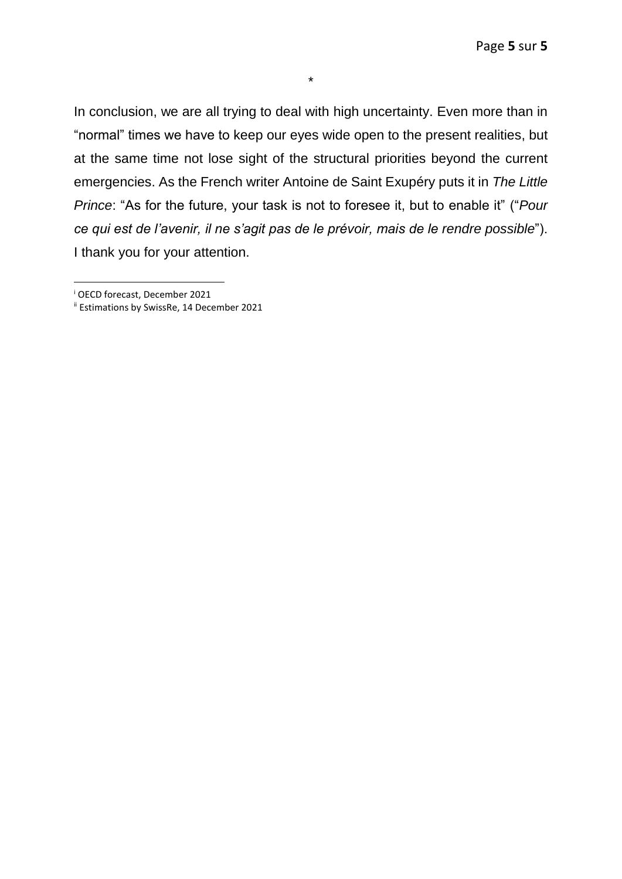*

In conclusion, we are all trying to deal with high uncertainty. Even more than in "normal" times we have to keep our eyes wide open to the present realities, but at the same time not lose sight of the structural priorities beyond the current emergencies. As the French writer Antoine de Saint Exupéry puts it in *The Little Prince*: "As for the future, your task is not to foresee it, but to enable it" ("*Pour ce qui est de l'avenir, il ne s'agit pas de le prévoir, mais de le rendre possible*"). I thank you for your attention.

---

[i] OECD forecast, December 2021

[ii] Estimations by SwissRe, 14 December 2021